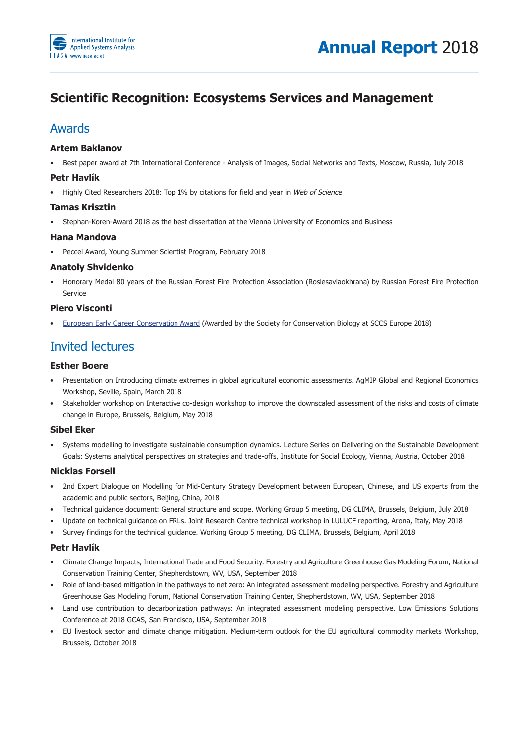# Scientific Recognition: Ecosystems Services and Management

## Awards

### Artem Baklanov

- Best paper award at 7th International Conference - Analysis of Images, Social Networks and Texts, Moscow, Russia, July 2018

### Petr Havlík

- Highly Cited Researchers 2018: Top 1% by citations for field and year in *Web of Science*

### Tamas Krisztin

- Stephan-Koren-Award 2018 as the best dissertation at the Vienna University of Economics and Business

### Hana Mandova

- Peccei Award, Young Summer Scientist Program, February 2018

### Anatoly Shvidenko

- Honorary Medal 80 years of the Russian Forest Fire Protection Association (Roslesaviaokhrana) by Russian Forest Fire Protection Service

### Piero Visconti

- European Early Career Conservation Award (Awarded by the Society for Conservation Biology at SCCS Europe 2018)

## Invited lectures

### Esther Boere

- Presentation on Introducing climate extremes in global agricultural economic assessments. AgMIP Global and Regional Economics Workshop, Seville, Spain, March 2018
- Stakeholder workshop on Interactive co-design workshop to improve the downscaled assessment of the risks and costs of climate change in Europe, Brussels, Belgium, May 2018

### Sibel Eker

- Systems modelling to investigate sustainable consumption dynamics. Lecture Series on Delivering on the Sustainable Development Goals: Systems analytical perspectives on strategies and trade-offs, Institute for Social Ecology, Vienna, Austria, October 2018

### Nicklas Forsell

- 2nd Expert Dialogue on Modelling for Mid-Century Strategy Development between European, Chinese, and US experts from the academic and public sectors, Beijing, China, 2018
- Technical guidance document: General structure and scope. Working Group 5 meeting, DG CLIMA, Brussels, Belgium, July 2018
- Update on technical guidance on FRLs. Joint Research Centre technical workshop in LULUCF reporting, Arona, Italy, May 2018
- Survey findings for the technical guidance. Working Group 5 meeting, DG CLIMA, Brussels, Belgium, April 2018

### Petr Havlík

- Climate Change Impacts, International Trade and Food Security. Forestry and Agriculture Greenhouse Gas Modeling Forum, National Conservation Training Center, Shepherdstown, WV, USA, September 2018
- Role of land-based mitigation in the pathways to net zero: An integrated assessment modeling perspective. Forestry and Agriculture Greenhouse Gas Modeling Forum, National Conservation Training Center, Shepherdstown, WV, USA, September 2018
- Land use contribution to decarbonization pathways: An integrated assessment modeling perspective. Low Emissions Solutions Conference at 2018 GCAS, San Francisco, USA, September 2018
- EU livestock sector and climate change mitigation. Medium-term outlook for the EU agricultural commodity markets Workshop, Brussels, October 2018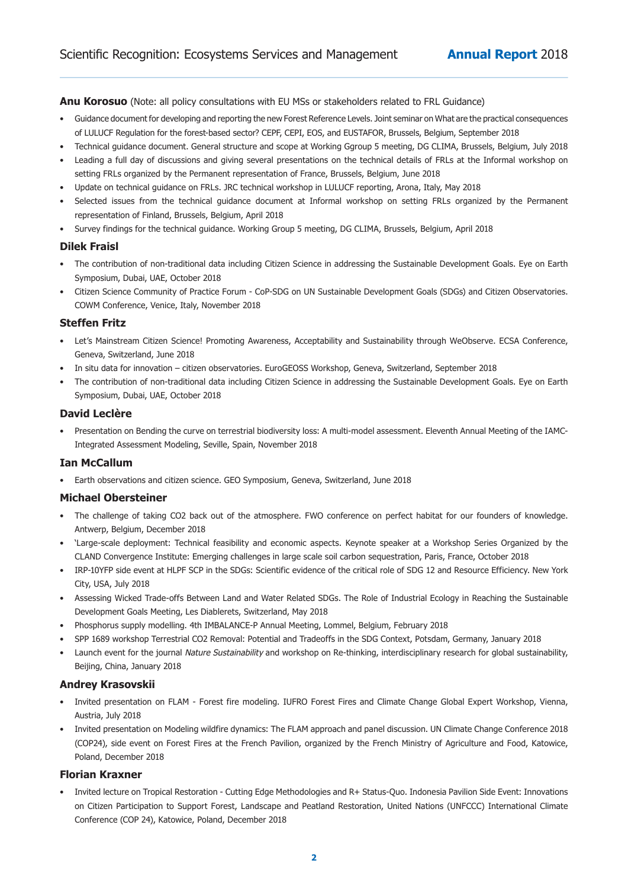**Anu Korosuo** (Note: all policy consultations with EU MSs or stakeholders related to FRL Guidance)

- Guidance document for developing and reporting the new Forest Reference Levels. Joint seminar on What are the practical consequences of LULUCF Regulation for the forest-based sector? CEPF, CEPI, EOS, and EUSTAFOR, Brussels, Belgium, September 2018
- Technical guidance document. General structure and scope at Working Ggroup 5 meeting, DG CLIMA, Brussels, Belgium, July 2018
- Leading a full day of discussions and giving several presentations on the technical details of FRLs at the Informal workshop on setting FRLs organized by the Permanent representation of France, Brussels, Belgium, June 2018
- Update on technical guidance on FRLs. JRC technical workshop in LULUCF reporting, Arona, Italy, May 2018
- Selected issues from the technical guidance document at Informal workshop on setting FRLs organized by the Permanent representation of Finland, Brussels, Belgium, April 2018
- Survey findings for the technical guidance. Working Group 5 meeting, DG CLIMA, Brussels, Belgium, April 2018

### Dilek Fraisl

- The contribution of non-traditional data including Citizen Science in addressing the Sustainable Development Goals. Eye on Earth Symposium, Dubai, UAE, October 2018
- Citizen Science Community of Practice Forum - CoP-SDG on UN Sustainable Development Goals (SDGs) and Citizen Observatories. COWM Conference, Venice, Italy, November 2018

### Steffen Fritz

- Let's Mainstream Citizen Science! Promoting Awareness, Acceptability and Sustainability through WeObserve. ECSA Conference, Geneva, Switzerland, June 2018
- In situ data for innovation – citizen observatories. EuroGEOSS Workshop, Geneva, Switzerland, September 2018
- The contribution of non-traditional data including Citizen Science in addressing the Sustainable Development Goals. Eye on Earth Symposium, Dubai, UAE, October 2018

### David Leclère

- Presentation on Bending the curve on terrestrial biodiversity loss: A multi-model assessment. Eleventh Annual Meeting of the IAMC-Integrated Assessment Modeling, Seville, Spain, November 2018

### Ian McCallum

- Earth observations and citizen science. GEO Symposium, Geneva, Switzerland, June 2018

### Michael Obersteiner

- The challenge of taking CO2 back out of the atmosphere. FWO conference on perfect habitat for our founders of knowledge. Antwerp, Belgium, December 2018
- 'Large-scale deployment: Technical feasibility and economic aspects. Keynote speaker at a Workshop Series Organized by the CLAND Convergence Institute: Emerging challenges in large scale soil carbon sequestration, Paris, France, October 2018
- IRP-10YFP side event at HLPF SCP in the SDGs: Scientific evidence of the critical role of SDG 12 and Resource Efficiency. New York City, USA, July 2018
- Assessing Wicked Trade-offs Between Land and Water Related SDGs. The Role of Industrial Ecology in Reaching the Sustainable Development Goals Meeting, Les Diablerets, Switzerland, May 2018
- Phosphorus supply modelling. 4th IMBALANCE-P Annual Meeting, Lommel, Belgium, February 2018
- SPP 1689 workshop Terrestrial CO2 Removal: Potential and Tradeoffs in the SDG Context, Potsdam, Germany, January 2018
- Launch event for the journal *Nature Sustainability* and workshop on Re-thinking, interdisciplinary research for global sustainability, Beijing, China, January 2018

### Andrey Krasovskii

- Invited presentation on FLAM - Forest fire modeling. IUFRO Forest Fires and Climate Change Global Expert Workshop, Vienna, Austria, July 2018
- Invited presentation on Modeling wildfire dynamics: The FLAM approach and panel discussion. UN Climate Change Conference 2018 (COP24), side event on Forest Fires at the French Pavilion, organized by the French Ministry of Agriculture and Food, Katowice, Poland, December 2018

### Florian Kraxner

- Invited lecture on Tropical Restoration - Cutting Edge Methodologies and R+ Status-Quo. Indonesia Pavilion Side Event: Innovations on Citizen Participation to Support Forest, Landscape and Peatland Restoration, United Nations (UNFCCC) International Climate Conference (COP 24), Katowice, Poland, December 2018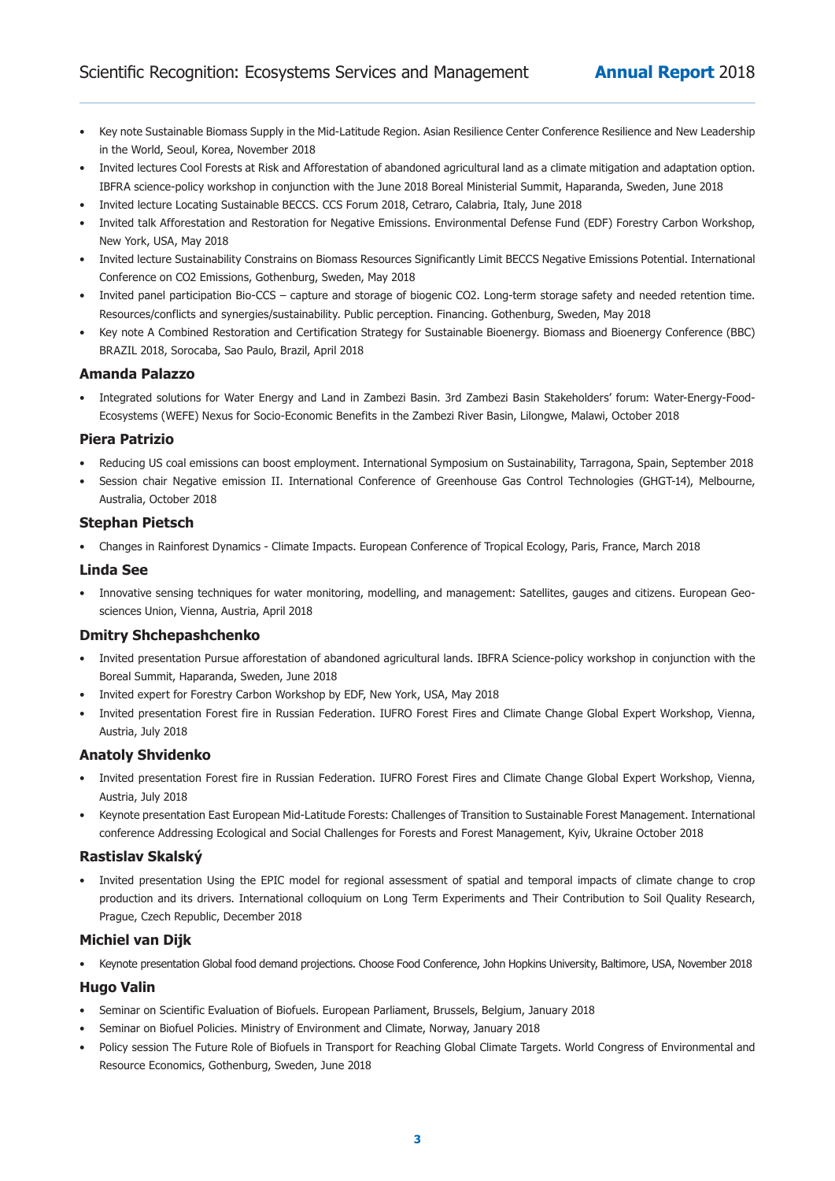- Key note Sustainable Biomass Supply in the Mid-Latitude Region. Asian Resilience Center Conference Resilience and New Leadership in the World, Seoul, Korea, November 2018
- Invited lectures Cool Forests at Risk and Afforestation of abandoned agricultural land as a climate mitigation and adaptation option. IBFRA science-policy workshop in conjunction with the June 2018 Boreal Ministerial Summit, Haparanda, Sweden, June 2018
- Invited lecture Locating Sustainable BECCS. CCS Forum 2018, Cetraro, Calabria, Italy, June 2018
- Invited talk Afforestation and Restoration for Negative Emissions. Environmental Defense Fund (EDF) Forestry Carbon Workshop, New York, USA, May 2018
- Invited lecture Sustainability Constrains on Biomass Resources Significantly Limit BECCS Negative Emissions Potential. International Conference on CO2 Emissions, Gothenburg, Sweden, May 2018
- Invited panel participation Bio-CCS – capture and storage of biogenic CO2. Long-term storage safety and needed retention time. Resources/conflicts and synergies/sustainability. Public perception. Financing. Gothenburg, Sweden, May 2018
- Key note A Combined Restoration and Certification Strategy for Sustainable Bioenergy. Biomass and Bioenergy Conference (BBC) BRAZIL 2018, Sorocaba, Sao Paulo, Brazil, April 2018

### Amanda Palazzo

- Integrated solutions for Water Energy and Land in Zambezi Basin. 3rd Zambezi Basin Stakeholders' forum: Water-Energy-Food-Ecosystems (WEFE) Nexus for Socio-Economic Benefits in the Zambezi River Basin, Lilongwe, Malawi, October 2018

### Piera Patrizio

- Reducing US coal emissions can boost employment. International Symposium on Sustainability, Tarragona, Spain, September 2018
- Session chair Negative emission II. International Conference of Greenhouse Gas Control Technologies (GHGT-14), Melbourne, Australia, October 2018

### Stephan Pietsch

- Changes in Rainforest Dynamics - Climate Impacts. European Conference of Tropical Ecology, Paris, France, March 2018

### Linda See

- Innovative sensing techniques for water monitoring, modelling, and management: Satellites, gauges and citizens. European Geosciences Union, Vienna, Austria, April 2018

### Dmitry Shchepashchenko

- Invited presentation Pursue afforestation of abandoned agricultural lands. IBFRA Science-policy workshop in conjunction with the Boreal Summit, Haparanda, Sweden, June 2018
- Invited expert for Forestry Carbon Workshop by EDF, New York, USA, May 2018
- Invited presentation Forest fire in Russian Federation. IUFRO Forest Fires and Climate Change Global Expert Workshop, Vienna, Austria, July 2018

### Anatoly Shvidenko

- Invited presentation Forest fire in Russian Federation. IUFRO Forest Fires and Climate Change Global Expert Workshop, Vienna, Austria, July 2018
- Keynote presentation East European Mid-Latitude Forests: Challenges of Transition to Sustainable Forest Management. International conference Addressing Ecological and Social Challenges for Forests and Forest Management, Kyiv, Ukraine October 2018

### Rastislav Skalský

- Invited presentation Using the EPIC model for regional assessment of spatial and temporal impacts of climate change to crop production and its drivers. International colloquium on Long Term Experiments and Their Contribution to Soil Quality Research, Prague, Czech Republic, December 2018

### Michiel van Dijk

- Keynote presentation Global food demand projections. Choose Food Conference, John Hopkins University, Baltimore, USA, November 2018

### Hugo Valin

- Seminar on Scientific Evaluation of Biofuels. European Parliament, Brussels, Belgium, January 2018
- Seminar on Biofuel Policies. Ministry of Environment and Climate, Norway, January 2018
- Policy session The Future Role of Biofuels in Transport for Reaching Global Climate Targets. World Congress of Environmental and Resource Economics, Gothenburg, Sweden, June 2018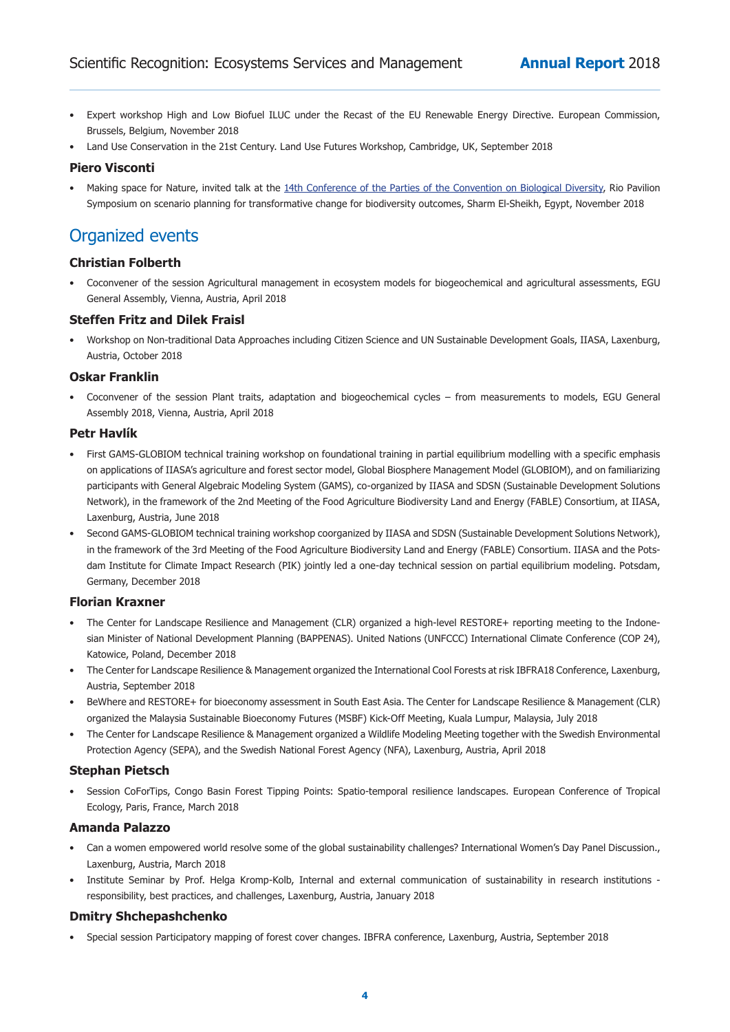- Expert workshop High and Low Biofuel ILUC under the Recast of the EU Renewable Energy Directive. European Commission, Brussels, Belgium, November 2018
- Land Use Conservation in the 21st Century. Land Use Futures Workshop, Cambridge, UK, September 2018

### Piero Visconti

- Making space for Nature, invited talk at the [14th Conference of the Parties of the Convention on Biological Diversity](), Rio Pavilion Symposium on scenario planning for transformative change for biodiversity outcomes, Sharm El-Sheikh, Egypt, November 2018

## Organized events

### Christian Folberth

- Coconvener of the session Agricultural management in ecosystem models for biogeochemical and agricultural assessments, EGU General Assembly, Vienna, Austria, April 2018

### Steffen Fritz and Dilek Fraisl

- Workshop on Non-traditional Data Approaches including Citizen Science and UN Sustainable Development Goals, IIASA, Laxenburg, Austria, October 2018

### Oskar Franklin

- Coconvener of the session Plant traits, adaptation and biogeochemical cycles – from measurements to models, EGU General Assembly 2018, Vienna, Austria, April 2018

### Petr Havlík

- First GAMS-GLOBIOM technical training workshop on foundational training in partial equilibrium modelling with a specific emphasis on applications of IIASA's agriculture and forest sector model, Global Biosphere Management Model (GLOBIOM), and on familiarizing participants with General Algebraic Modeling System (GAMS), co-organized by IIASA and SDSN (Sustainable Development Solutions Network), in the framework of the 2nd Meeting of the Food Agriculture Biodiversity Land and Energy (FABLE) Consortium, at IIASA, Laxenburg, Austria, June 2018
- Second GAMS-GLOBIOM technical training workshop coorganized by IIASA and SDSN (Sustainable Development Solutions Network), in the framework of the 3rd Meeting of the Food Agriculture Biodiversity Land and Energy (FABLE) Consortium. IIASA and the Potsdam Institute for Climate Impact Research (PIK) jointly led a one-day technical session on partial equilibrium modeling. Potsdam, Germany, December 2018

### Florian Kraxner

- The Center for Landscape Resilience and Management (CLR) organized a high-level RESTORE+ reporting meeting to the Indonesian Minister of National Development Planning (BAPPENAS). United Nations (UNFCCC) International Climate Conference (COP 24), Katowice, Poland, December 2018
- The Center for Landscape Resilience & Management organized the International Cool Forests at risk IBFRA18 Conference, Laxenburg, Austria, September 2018
- BeWhere and RESTORE+ for bioeconomy assessment in South East Asia. The Center for Landscape Resilience & Management (CLR) organized the Malaysia Sustainable Bioeconomy Futures (MSBF) Kick-Off Meeting, Kuala Lumpur, Malaysia, July 2018
- The Center for Landscape Resilience & Management organized a Wildlife Modeling Meeting together with the Swedish Environmental Protection Agency (SEPA), and the Swedish National Forest Agency (NFA), Laxenburg, Austria, April 2018

### Stephan Pietsch

- Session CoForTips, Congo Basin Forest Tipping Points: Spatio-temporal resilience landscapes. European Conference of Tropical Ecology, Paris, France, March 2018

### Amanda Palazzo

- Can a women empowered world resolve some of the global sustainability challenges? International Women's Day Panel Discussion., Laxenburg, Austria, March 2018
- Institute Seminar by Prof. Helga Kromp-Kolb, Internal and external communication of sustainability in research institutions - responsibility, best practices, and challenges, Laxenburg, Austria, January 2018

### Dmitry Shchepashchenko

- Special session Participatory mapping of forest cover changes. IBFRA conference, Laxenburg, Austria, September 2018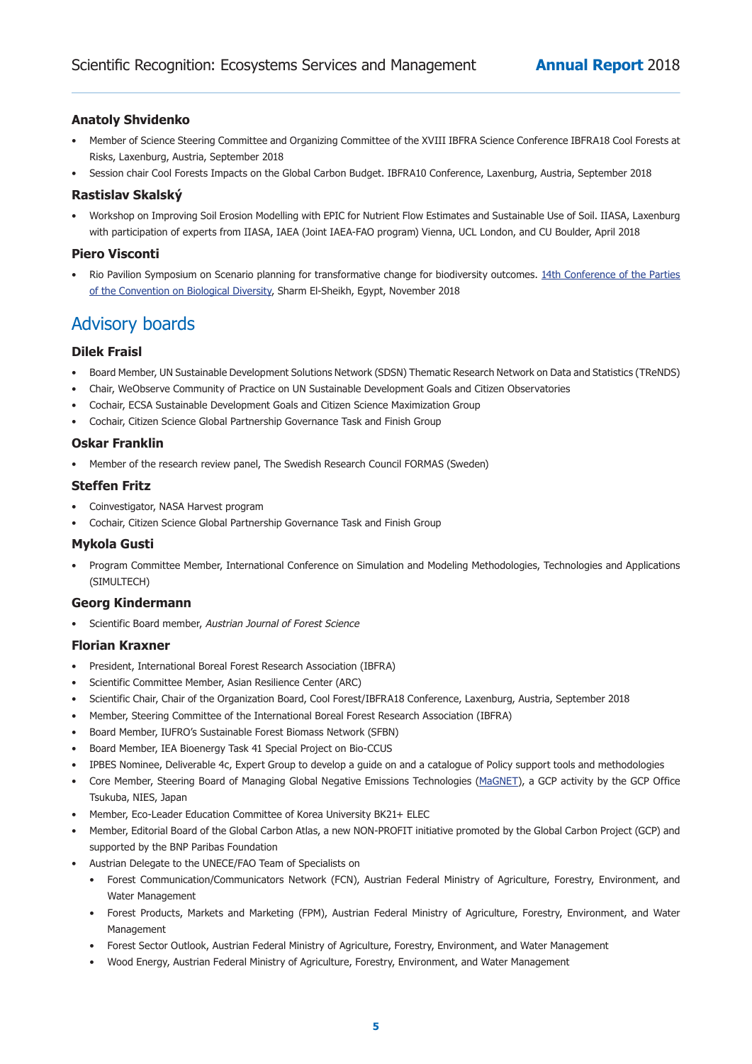### Anatoly Shvidenko

- Member of Science Steering Committee and Organizing Committee of the XVIII IBFRA Science Conference IBFRA18 Cool Forests at Risks, Laxenburg, Austria, September 2018
- Session chair Cool Forests Impacts on the Global Carbon Budget. IBFRA10 Conference, Laxenburg, Austria, September 2018

### Rastislav Skalský

- Workshop on Improving Soil Erosion Modelling with EPIC for Nutrient Flow Estimates and Sustainable Use of Soil. IIASA, Laxenburg with participation of experts from IIASA, IAEA (Joint IAEA-FAO program) Vienna, UCL London, and CU Boulder, April 2018

### Piero Visconti

- Rio Pavilion Symposium on Scenario planning for transformative change for biodiversity outcomes. 14th Conference of the Parties of the Convention on Biological Diversity, Sharm El-Sheikh, Egypt, November 2018

## Advisory boards

### Dilek Fraisl

- Board Member, UN Sustainable Development Solutions Network (SDSN) Thematic Research Network on Data and Statistics (TReNDS)
- Chair, WeObserve Community of Practice on UN Sustainable Development Goals and Citizen Observatories
- Cochair, ECSA Sustainable Development Goals and Citizen Science Maximization Group
- Cochair, Citizen Science Global Partnership Governance Task and Finish Group

### Oskar Franklin

- Member of the research review panel, The Swedish Research Council FORMAS (Sweden)

### Steffen Fritz

- Coinvestigator, NASA Harvest program
- Cochair, Citizen Science Global Partnership Governance Task and Finish Group

### Mykola Gusti

- Program Committee Member, International Conference on Simulation and Modeling Methodologies, Technologies and Applications (SIMULTECH)

### Georg Kindermann

- Scientific Board member, *Austrian Journal of Forest Science*

### Florian Kraxner

- President, International Boreal Forest Research Association (IBFRA)
- Scientific Committee Member, Asian Resilience Center (ARC)
- Scientific Chair, Chair of the Organization Board, Cool Forest/IBFRA18 Conference, Laxenburg, Austria, September 2018
- Member, Steering Committee of the International Boreal Forest Research Association (IBFRA)
- Board Member, IUFRO's Sustainable Forest Biomass Network (SFBN)
- Board Member, IEA Bioenergy Task 41 Special Project on Bio-CCUS
- IPBES Nominee, Deliverable 4c, Expert Group to develop a guide on and a catalogue of Policy support tools and methodologies
- Core Member, Steering Board of Managing Global Negative Emissions Technologies (MaGNET), a GCP activity by the GCP Office Tsukuba, NIES, Japan
- Member, Eco-Leader Education Committee of Korea University BK21+ ELEC
- Member, Editorial Board of the Global Carbon Atlas, a new NON-PROFIT initiative promoted by the Global Carbon Project (GCP) and supported by the BNP Paribas Foundation
- Austrian Delegate to the UNECE/FAO Team of Specialists on
  - Forest Communication/Communicators Network (FCN), Austrian Federal Ministry of Agriculture, Forestry, Environment, and Water Management
  - Forest Products, Markets and Marketing (FPM), Austrian Federal Ministry of Agriculture, Forestry, Environment, and Water Management
  - Forest Sector Outlook, Austrian Federal Ministry of Agriculture, Forestry, Environment, and Water Management
  - Wood Energy, Austrian Federal Ministry of Agriculture, Forestry, Environment, and Water Management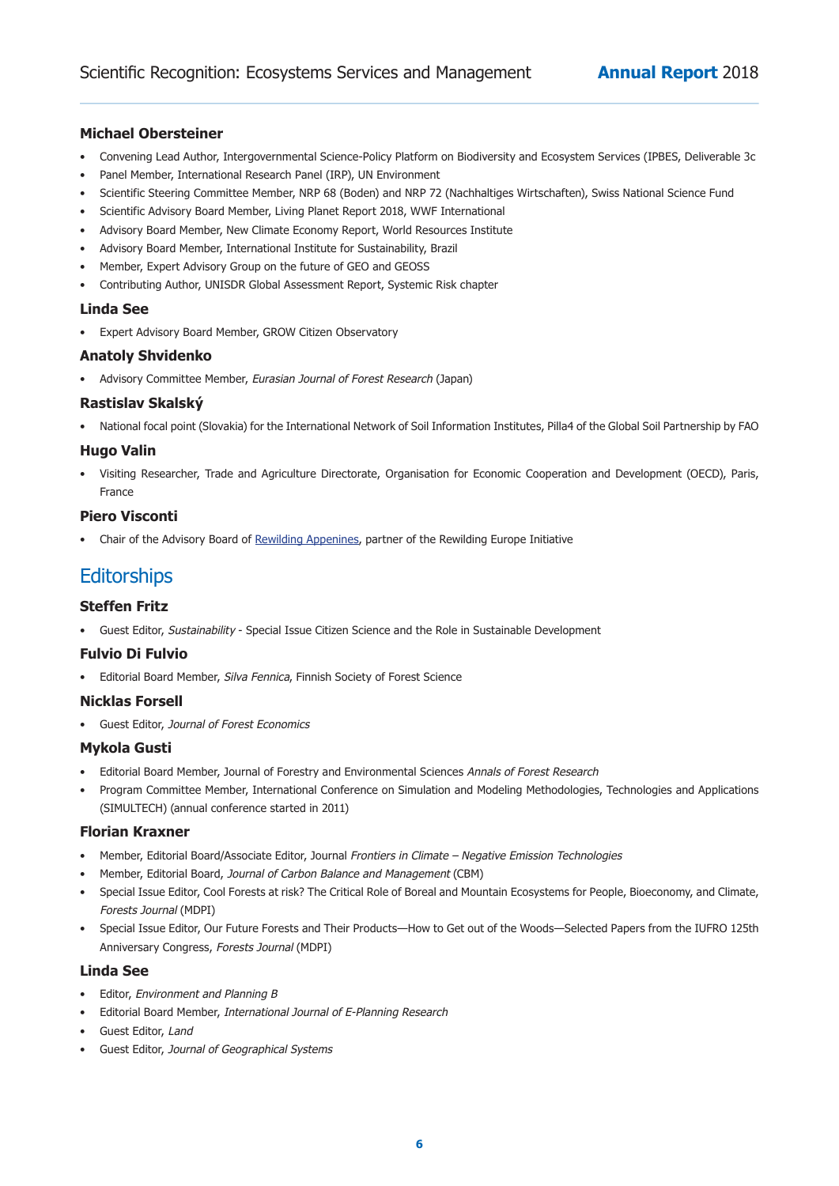### Michael Obersteiner

- Convening Lead Author, Intergovernmental Science-Policy Platform on Biodiversity and Ecosystem Services (IPBES, Deliverable 3c
- Panel Member, International Research Panel (IRP), UN Environment
- Scientific Steering Committee Member, NRP 68 (Boden) and NRP 72 (Nachhaltiges Wirtschaften), Swiss National Science Fund
- Scientific Advisory Board Member, Living Planet Report 2018, WWF International
- Advisory Board Member, New Climate Economy Report, World Resources Institute
- Advisory Board Member, International Institute for Sustainability, Brazil
- Member, Expert Advisory Group on the future of GEO and GEOSS
- Contributing Author, UNISDR Global Assessment Report, Systemic Risk chapter

### Linda See

- Expert Advisory Board Member, GROW Citizen Observatory

### Anatoly Shvidenko

- Advisory Committee Member, *Eurasian Journal of Forest Research* (Japan)

### Rastislav Skalský

- National focal point (Slovakia) for the International Network of Soil Information Institutes, Pilla4 of the Global Soil Partnership by FAO

### Hugo Valin

- Visiting Researcher, Trade and Agriculture Directorate, Organisation for Economic Cooperation and Development (OECD), Paris, France

### Piero Visconti

- Chair of the Advisory Board of Rewilding Appenines, partner of the Rewilding Europe Initiative

## Editorships

### Steffen Fritz

- Guest Editor, *Sustainability* - Special Issue Citizen Science and the Role in Sustainable Development

### Fulvio Di Fulvio

- Editorial Board Member, *Silva Fennica*, Finnish Society of Forest Science

### Nicklas Forsell

- Guest Editor, *Journal of Forest Economics*

### Mykola Gusti

- Editorial Board Member, Journal of Forestry and Environmental Sciences *Annals of Forest Research*
- Program Committee Member, International Conference on Simulation and Modeling Methodologies, Technologies and Applications (SIMULTECH) (annual conference started in 2011)

### Florian Kraxner

- Member, Editorial Board/Associate Editor, Journal *Frontiers in Climate – Negative Emission Technologies*
- Member, Editorial Board, *Journal of Carbon Balance and Management* (CBM)
- Special Issue Editor, Cool Forests at risk? The Critical Role of Boreal and Mountain Ecosystems for People, Bioeconomy, and Climate, *Forests Journal* (MDPI)
- Special Issue Editor, Our Future Forests and Their Products—How to Get out of the Woods—Selected Papers from the IUFRO 125th Anniversary Congress, *Forests Journal* (MDPI)

### Linda See

- Editor, *Environment and Planning B*
- Editorial Board Member, *International Journal of E-Planning Research*
- Guest Editor, *Land*
- Guest Editor, *Journal of Geographical Systems*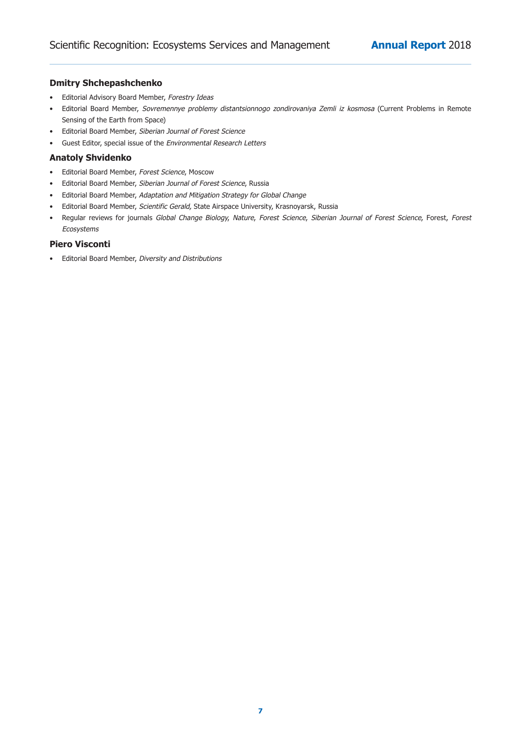### Dmitry Shchepashchenko

- Editorial Advisory Board Member, *Forestry Ideas*
- Editorial Board Member, *Sovremennye problemy distantsionnogo zondirovaniya Zemli iz kosmosa* (Current Problems in Remote Sensing of the Earth from Space)
- Editorial Board Member, *Siberian Journal of Forest Science*
- Guest Editor, special issue of the *Environmental Research Letters*

### Anatoly Shvidenko

- Editorial Board Member, *Forest Science*, Moscow
- Editorial Board Member, *Siberian Journal of Forest Science*, Russia
- Editorial Board Member, *Adaptation and Mitigation Strategy for Global Change*
- Editorial Board Member, *Scientific Gerald,* State Airspace University, Krasnoyarsk, Russia
- Regular reviews for journals *Global Change Biology*, *Nature*, *Forest Science*, *Siberian Journal of Forest Science*, Forest, *Forest Ecosystems*

### Piero Visconti

- Editorial Board Member, *Diversity and Distributions*